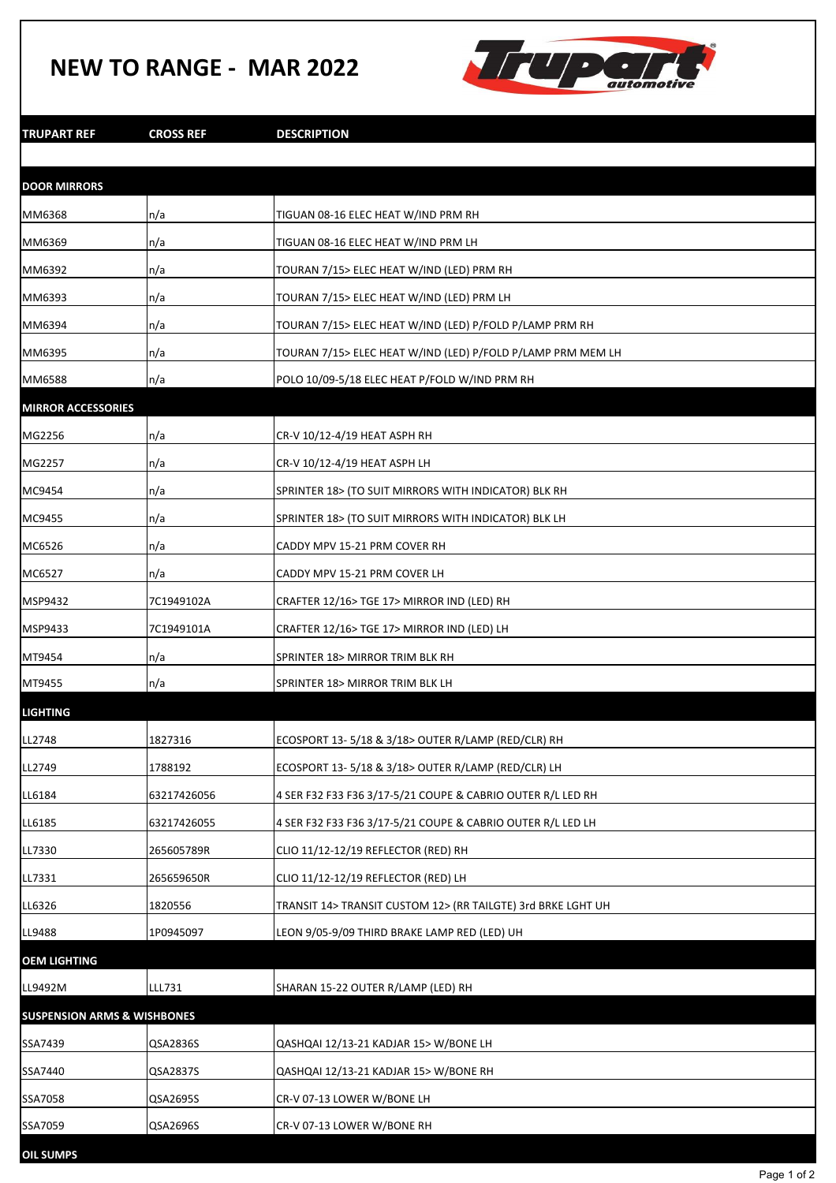# NEW TO RANGE - MAR 2022

| TRUPART REF | CROSS REF | DESCRIPTION |
|---|---|---|
| **DOOR MIRRORS** | | |
| MM6368 | n/a | TIGUAN 08-16 ELEC HEAT W/IND PRM RH |
| MM6369 | n/a | TIGUAN 08-16 ELEC HEAT W/IND PRM LH |
| MM6392 | n/a | TOURAN 7/15> ELEC HEAT W/IND (LED) PRM RH |
| MM6393 | n/a | TOURAN 7/15> ELEC HEAT W/IND (LED) PRM LH |
| MM6394 | n/a | TOURAN 7/15> ELEC HEAT W/IND (LED) P/FOLD P/LAMP PRM RH |
| MM6395 | n/a | TOURAN 7/15> ELEC HEAT W/IND (LED) P/FOLD P/LAMP PRM MEM LH |
| MM6588 | n/a | POLO 10/09-5/18 ELEC HEAT P/FOLD W/IND PRM RH |
| **MIRROR ACCESSORIES** | | |
| MG2256 | n/a | CR-V 10/12-4/19 HEAT ASPH RH |
| MG2257 | n/a | CR-V 10/12-4/19 HEAT ASPH LH |
| MC9454 | n/a | SPRINTER 18> (TO SUIT MIRRORS WITH INDICATOR) BLK RH |
| MC9455 | n/a | SPRINTER 18> (TO SUIT MIRRORS WITH INDICATOR) BLK LH |
| MC6526 | n/a | CADDY MPV 15-21 PRM COVER RH |
| MC6527 | n/a | CADDY MPV 15-21 PRM COVER LH |
| MSP9432 | 7C1949102A | CRAFTER 12/16> TGE 17> MIRROR IND (LED) RH |
| MSP9433 | 7C1949101A | CRAFTER 12/16> TGE 17> MIRROR IND (LED) LH |
| MT9454 | n/a | SPRINTER 18> MIRROR TRIM BLK RH |
| MT9455 | n/a | SPRINTER 18> MIRROR TRIM BLK LH |
| **LIGHTING** | | |
| LL2748 | 1827316 | ECOSPORT 13- 5/18 & 3/18> OUTER R/LAMP (RED/CLR) RH |
| LL2749 | 1788192 | ECOSPORT 13- 5/18 & 3/18> OUTER R/LAMP (RED/CLR) LH |
| LL6184 | 63217426056 | 4 SER F32 F33 F36 3/17-5/21 COUPE & CABRIO OUTER R/L LED RH |
| LL6185 | 63217426055 | 4 SER F32 F33 F36 3/17-5/21 COUPE & CABRIO OUTER R/L LED LH |
| LL7330 | 265605789R | CLIO 11/12-12/19 REFLECTOR (RED) RH |
| LL7331 | 265659650R | CLIO 11/12-12/19 REFLECTOR (RED) LH |
| LL6326 | 1820556 | TRANSIT 14> TRANSIT CUSTOM 12> (RR TAILGTE) 3rd BRKE LGHT UH |
| LL9488 | 1P0945097 | LEON 9/05-9/09 THIRD BRAKE LAMP RED (LED) UH |
| **OEM LIGHTING** | | |
| LL9492M | LLL731 | SHARAN 15-22 OUTER R/LAMP (LED) RH |
| **SUSPENSION ARMS & WISHBONES** | | |
| SSA7439 | QSA2836S | QASHQAI 12/13-21 KADJAR 15> W/BONE LH |
| SSA7440 | QSA2837S | QASHQAI 12/13-21 KADJAR 15> W/BONE RH |
| SSA7058 | QSA2695S | CR-V 07-13 LOWER W/BONE LH |
| SSA7059 | QSA2696S | CR-V 07-13 LOWER W/BONE RH |
| **OIL SUMPS** | | |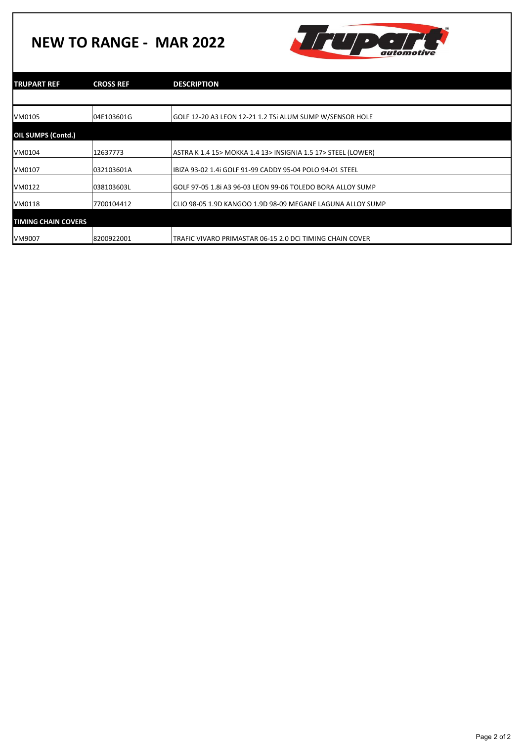# NEW TO RANGE - MAR 2022

| TRUPART REF | CROSS REF | DESCRIPTION |
|---|---|---|
| | | |
| VM0105 | 04E103601G | GOLF 12-20 A3 LEON 12-21 1.2 TSi ALUM SUMP W/SENSOR HOLE |
| **OIL SUMPS (Contd.)** | | |
| VM0104 | 12637773 | ASTRA K 1.4 15> MOKKA 1.4 13> INSIGNIA 1.5 17> STEEL (LOWER) |
| VM0107 | 032103601A | IBIZA 93-02 1.4i GOLF 91-99 CADDY 95-04 POLO 94-01 STEEL |
| VM0122 | 038103603L | GOLF 97-05 1.8i A3 96-03 LEON 99-06 TOLEDO BORA ALLOY SUMP |
| VM0118 | 7700104412 | CLIO 98-05 1.9D KANGOO 1.9D 98-09 MEGANE LAGUNA ALLOY SUMP |
| **TIMING CHAIN COVERS** | | |
| VM9007 | 8200922001 | TRAFIC VIVARO PRIMASTAR 06-15 2.0 DCi TIMING CHAIN COVER |